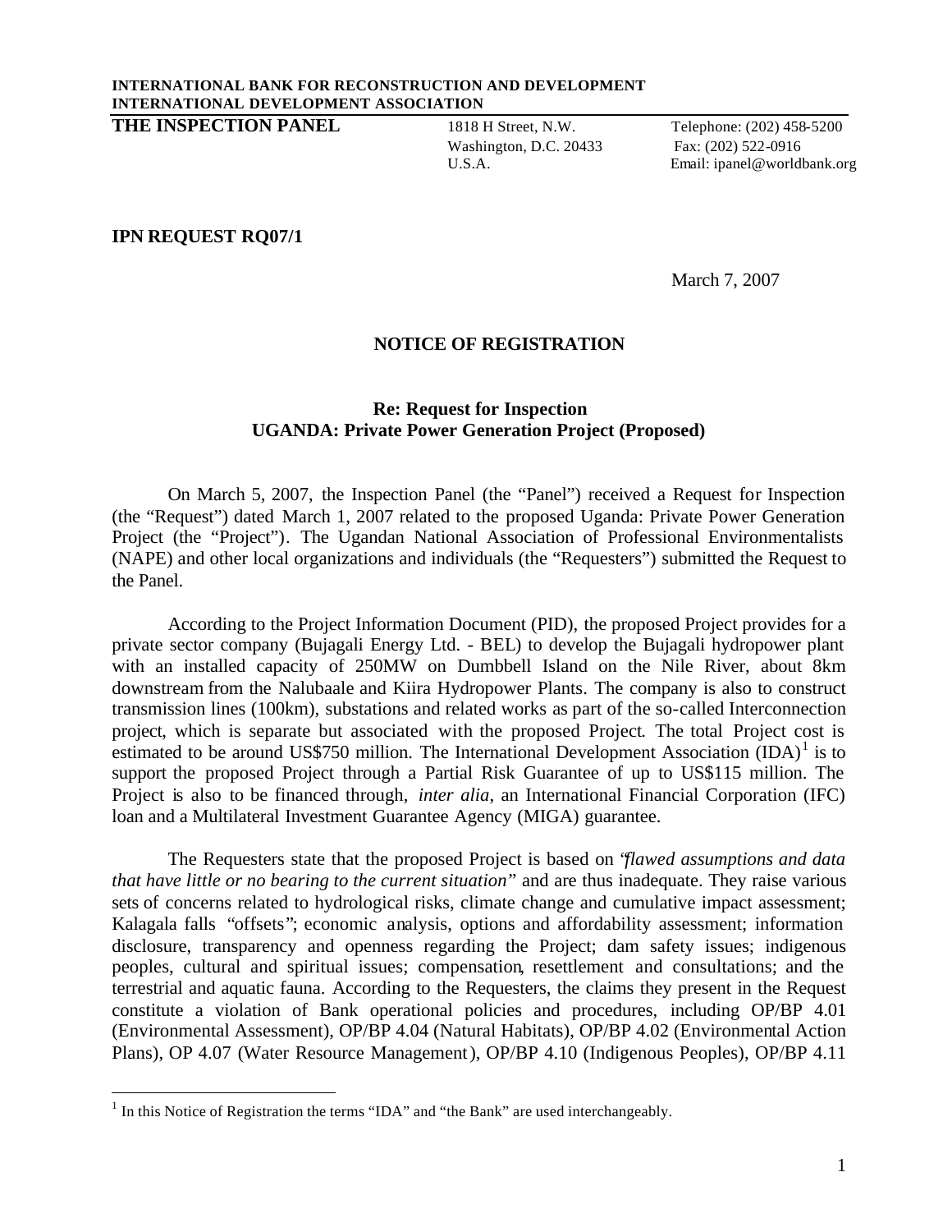**INTERNATIONAL BANK FOR RECONSTRUCTION AND DEVELOPMENT**
**INTERNATIONAL DEVELOPMENT ASSOCIATION**

**THE INSPECTION PANEL**

1818 H Street, N.W.
Washington, D.C. 20433
U.S.A.

Telephone: (202) 458-5200
Fax: (202) 522-0916
Email: ipanel@worldbank.org

**IPN REQUEST RQ07/1**

March 7, 2007

## NOTICE OF REGISTRATION

### Re: Request for Inspection
### UGANDA: Private Power Generation Project (Proposed)

On March 5, 2007, the Inspection Panel (the "Panel") received a Request for Inspection (the "Request") dated March 1, 2007 related to the proposed Uganda: Private Power Generation Project (the "Project"). The Ugandan National Association of Professional Environmentalists (NAPE) and other local organizations and individuals (the "Requesters") submitted the Request to the Panel.

According to the Project Information Document (PID), the proposed Project provides for a private sector company (Bujagali Energy Ltd. - BEL) to develop the Bujagali hydropower plant with an installed capacity of 250MW on Dumbbell Island on the Nile River, about 8km downstream from the Nalubaale and Kiira Hydropower Plants. The company is also to construct transmission lines (100km), substations and related works as part of the so-called Interconnection project, which is separate but associated with the proposed Project. The total Project cost is estimated to be around US$750 million. The International Development Association (IDA)[1] is to support the proposed Project through a Partial Risk Guarantee of up to US$115 million. The Project is also to be financed through, *inter alia*, an International Financial Corporation (IFC) loan and a Multilateral Investment Guarantee Agency (MIGA) guarantee.

The Requesters state that the proposed Project is based on "*flawed assumptions and data that have little or no bearing to the current situation*" and are thus inadequate. They raise various sets of concerns related to hydrological risks, climate change and cumulative impact assessment; Kalagala falls "offsets"; economic analysis, options and affordability assessment; information disclosure, transparency and openness regarding the Project; dam safety issues; indigenous peoples, cultural and spiritual issues; compensation, resettlement and consultations; and the terrestrial and aquatic fauna. According to the Requesters, the claims they present in the Request constitute a violation of Bank operational policies and procedures, including OP/BP 4.01 (Environmental Assessment), OP/BP 4.04 (Natural Habitats), OP/BP 4.02 (Environmental Action Plans), OP 4.07 (Water Resource Management), OP/BP 4.10 (Indigenous Peoples), OP/BP 4.11

[1] In this Notice of Registration the terms "IDA" and "the Bank" are used interchangeably.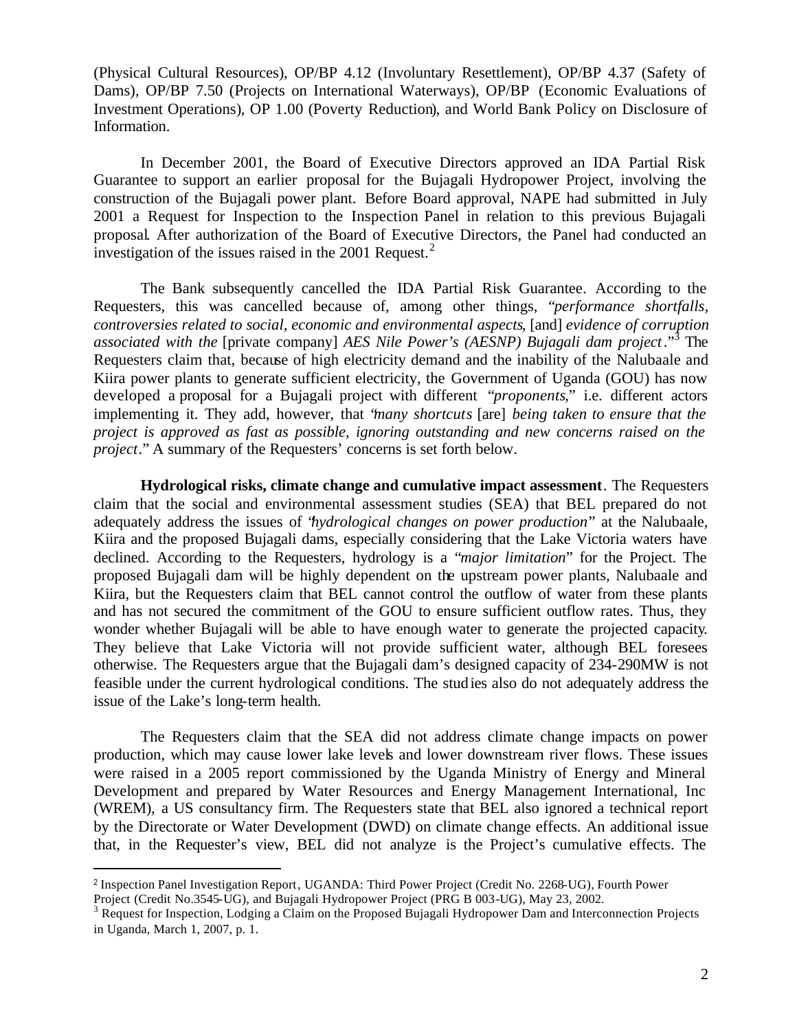(Physical Cultural Resources), OP/BP 4.12 (Involuntary Resettlement), OP/BP 4.37 (Safety of Dams), OP/BP 7.50 (Projects on International Waterways), OP/BP (Economic Evaluations of Investment Operations), OP 1.00 (Poverty Reduction), and World Bank Policy on Disclosure of Information.

In December 2001, the Board of Executive Directors approved an IDA Partial Risk Guarantee to support an earlier proposal for the Bujagali Hydropower Project, involving the construction of the Bujagali power plant. Before Board approval, NAPE had submitted in July 2001 a Request for Inspection to the Inspection Panel in relation to this previous Bujagali proposal. After authorization of the Board of Executive Directors, the Panel had conducted an investigation of the issues raised in the 2001 Request.[2]

The Bank subsequently cancelled the IDA Partial Risk Guarantee. According to the Requesters, this was cancelled because of, among other things, "*performance shortfalls, controversies related to social, economic and environmental aspects*, [and] *evidence of corruption associated with the* [private company] *AES Nile Power's (AESNP) Bujagali dam project*."[3] The Requesters claim that, because of high electricity demand and the inability of the Nalubaale and Kiira power plants to generate sufficient electricity, the Government of Uganda (GOU) has now developed a proposal for a Bujagali project with different "*proponents*," i.e. different actors implementing it. They add, however, that "*many shortcuts* [are] *being taken to ensure that the project is approved as fast as possible, ignoring outstanding and new concerns raised on the project*." A summary of the Requesters' concerns is set forth below.

**Hydrological risks, climate change and cumulative impact assessment**. The Requesters claim that the social and environmental assessment studies (SEA) that BEL prepared do not adequately address the issues of "*hydrological changes on power production*" at the Nalubaale, Kiira and the proposed Bujagali dams, especially considering that the Lake Victoria waters have declined. According to the Requesters, hydrology is a "*major limitation*" for the Project. The proposed Bujagali dam will be highly dependent on the upstream power plants, Nalubaale and Kiira, but the Requesters claim that BEL cannot control the outflow of water from these plants and has not secured the commitment of the GOU to ensure sufficient outflow rates. Thus, they wonder whether Bujagali will be able to have enough water to generate the projected capacity. They believe that Lake Victoria will not provide sufficient water, although BEL foresees otherwise. The Requesters argue that the Bujagali dam's designed capacity of 234-290MW is not feasible under the current hydrological conditions. The studies also do not adequately address the issue of the Lake's long-term health.

The Requesters claim that the SEA did not address climate change impacts on power production, which may cause lower lake levels and lower downstream river flows. These issues were raised in a 2005 report commissioned by the Uganda Ministry of Energy and Mineral Development and prepared by Water Resources and Energy Management International, Inc (WREM), a US consultancy firm. The Requesters state that BEL also ignored a technical report by the Directorate or Water Development (DWD) on climate change effects. An additional issue that, in the Requester's view, BEL did not analyze is the Project's cumulative effects. The

---

[2] Inspection Panel Investigation Report, UGANDA: Third Power Project (Credit No. 2268-UG), Fourth Power Project (Credit No.3545-UG), and Bujagali Hydropower Project (PRG B 003-UG), May 23, 2002.

[3] Request for Inspection, Lodging a Claim on the Proposed Bujagali Hydropower Dam and Interconnection Projects in Uganda, March 1, 2007, p. 1.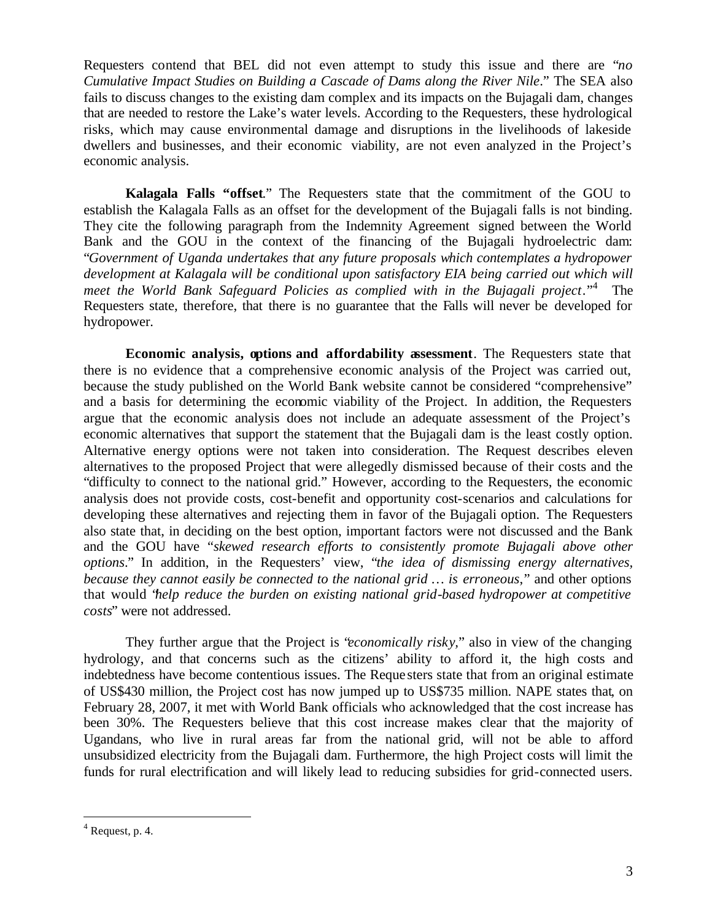Requesters contend that BEL did not even attempt to study this issue and there are "*no Cumulative Impact Studies on Building a Cascade of Dams along the River Nile*." The SEA also fails to discuss changes to the existing dam complex and its impacts on the Bujagali dam, changes that are needed to restore the Lake's water levels. According to the Requesters, these hydrological risks, which may cause environmental damage and disruptions in the livelihoods of lakeside dwellers and businesses, and their economic viability, are not even analyzed in the Project's economic analysis.

**Kalagala Falls "offset**." The Requesters state that the commitment of the GOU to establish the Kalagala Falls as an offset for the development of the Bujagali falls is not binding. They cite the following paragraph from the Indemnity Agreement signed between the World Bank and the GOU in the context of the financing of the Bujagali hydroelectric dam: "*Government of Uganda undertakes that any future proposals which contemplates a hydropower development at Kalagala will be conditional upon satisfactory EIA being carried out which will meet the World Bank Safeguard Policies as complied with in the Bujagali project*."[4] The Requesters state, therefore, that there is no guarantee that the Falls will never be developed for hydropower.

**Economic analysis, options and affordability assessment**. The Requesters state that there is no evidence that a comprehensive economic analysis of the Project was carried out, because the study published on the World Bank website cannot be considered "comprehensive" and a basis for determining the economic viability of the Project. In addition, the Requesters argue that the economic analysis does not include an adequate assessment of the Project's economic alternatives that support the statement that the Bujagali dam is the least costly option. Alternative energy options were not taken into consideration. The Request describes eleven alternatives to the proposed Project that were allegedly dismissed because of their costs and the "difficulty to connect to the national grid." However, according to the Requesters, the economic analysis does not provide costs, cost-benefit and opportunity cost-scenarios and calculations for developing these alternatives and rejecting them in favor of the Bujagali option. The Requesters also state that, in deciding on the best option, important factors were not discussed and the Bank and the GOU have "*skewed research efforts to consistently promote Bujagali above other options*." In addition, in the Requesters' view, "*the idea of dismissing energy alternatives, because they cannot easily be connected to the national grid … is erroneous*," and other options that would "*help reduce the burden on existing national grid-based hydropower at competitive costs*" were not addressed.

They further argue that the Project is "*economically risky*," also in view of the changing hydrology, and that concerns such as the citizens' ability to afford it, the high costs and indebtedness have become contentious issues. The Requesters state that from an original estimate of US$430 million, the Project cost has now jumped up to US$735 million. NAPE states that, on February 28, 2007, it met with World Bank officials who acknowledged that the cost increase has been 30%. The Requesters believe that this cost increase makes clear that the majority of Ugandans, who live in rural areas far from the national grid, will not be able to afford unsubsidized electricity from the Bujagali dam. Furthermore, the high Project costs will limit the funds for rural electrification and will likely lead to reducing subsidies for grid-connected users.

[4] Request, p. 4.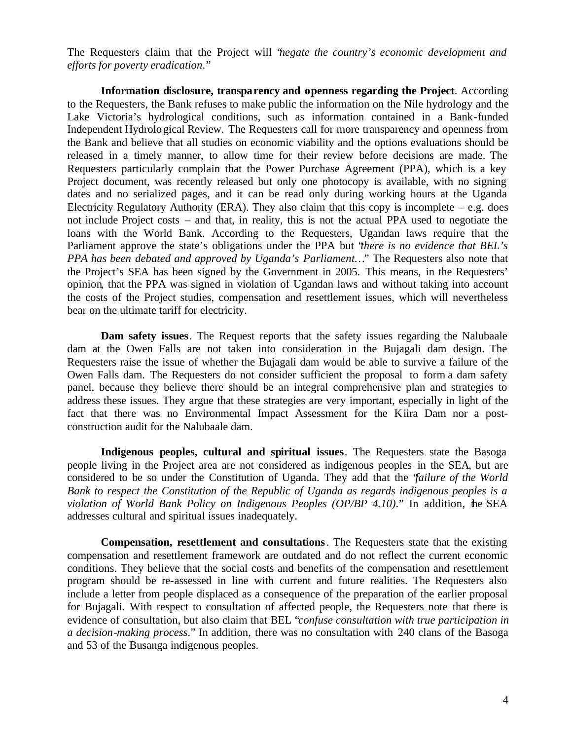The Requesters claim that the Project will "*negate the country's economic development and efforts for poverty eradication*."

**Information disclosure, transparency and openness regarding the Project**. According to the Requesters, the Bank refuses to make public the information on the Nile hydrology and the Lake Victoria's hydrological conditions, such as information contained in a Bank-funded Independent Hydrological Review. The Requesters call for more transparency and openness from the Bank and believe that all studies on economic viability and the options evaluations should be released in a timely manner, to allow time for their review before decisions are made. The Requesters particularly complain that the Power Purchase Agreement (PPA), which is a key Project document, was recently released but only one photocopy is available, with no signing dates and no serialized pages, and it can be read only during working hours at the Uganda Electricity Regulatory Authority (ERA). They also claim that this copy is incomplete – e.g. does not include Project costs – and that, in reality, this is not the actual PPA used to negotiate the loans with the World Bank. According to the Requesters, Ugandan laws require that the Parliament approve the state's obligations under the PPA but "*there is no evidence that BEL's PPA has been debated and approved by Uganda's Parliament…*" The Requesters also note that the Project's SEA has been signed by the Government in 2005. This means, in the Requesters' opinion, that the PPA was signed in violation of Ugandan laws and without taking into account the costs of the Project studies, compensation and resettlement issues, which will nevertheless bear on the ultimate tariff for electricity.

**Dam safety issues**. The Request reports that the safety issues regarding the Nalubaale dam at the Owen Falls are not taken into consideration in the Bujagali dam design. The Requesters raise the issue of whether the Bujagali dam would be able to survive a failure of the Owen Falls dam. The Requesters do not consider sufficient the proposal to form a dam safety panel, because they believe there should be an integral comprehensive plan and strategies to address these issues. They argue that these strategies are very important, especially in light of the fact that there was no Environmental Impact Assessment for the Kiira Dam nor a post-construction audit for the Nalubaale dam.

**Indigenous peoples, cultural and spiritual issues**. The Requesters state the Basoga people living in the Project area are not considered as indigenous peoples in the SEA, but are considered to be so under the Constitution of Uganda. They add that the "*failure of the World Bank to respect the Constitution of the Republic of Uganda as regards indigenous peoples is a violation of World Bank Policy on Indigenous Peoples (OP/BP 4.10)*." In addition, the SEA addresses cultural and spiritual issues inadequately.

**Compensation, resettlement and consultations**. The Requesters state that the existing compensation and resettlement framework are outdated and do not reflect the current economic conditions. They believe that the social costs and benefits of the compensation and resettlement program should be re-assessed in line with current and future realities. The Requesters also include a letter from people displaced as a consequence of the preparation of the earlier proposal for Bujagali. With respect to consultation of affected people, the Requesters note that there is evidence of consultation, but also claim that BEL "*confuse consultation with true participation in a decision-making process*." In addition, there was no consultation with 240 clans of the Basoga and 53 of the Busanga indigenous peoples.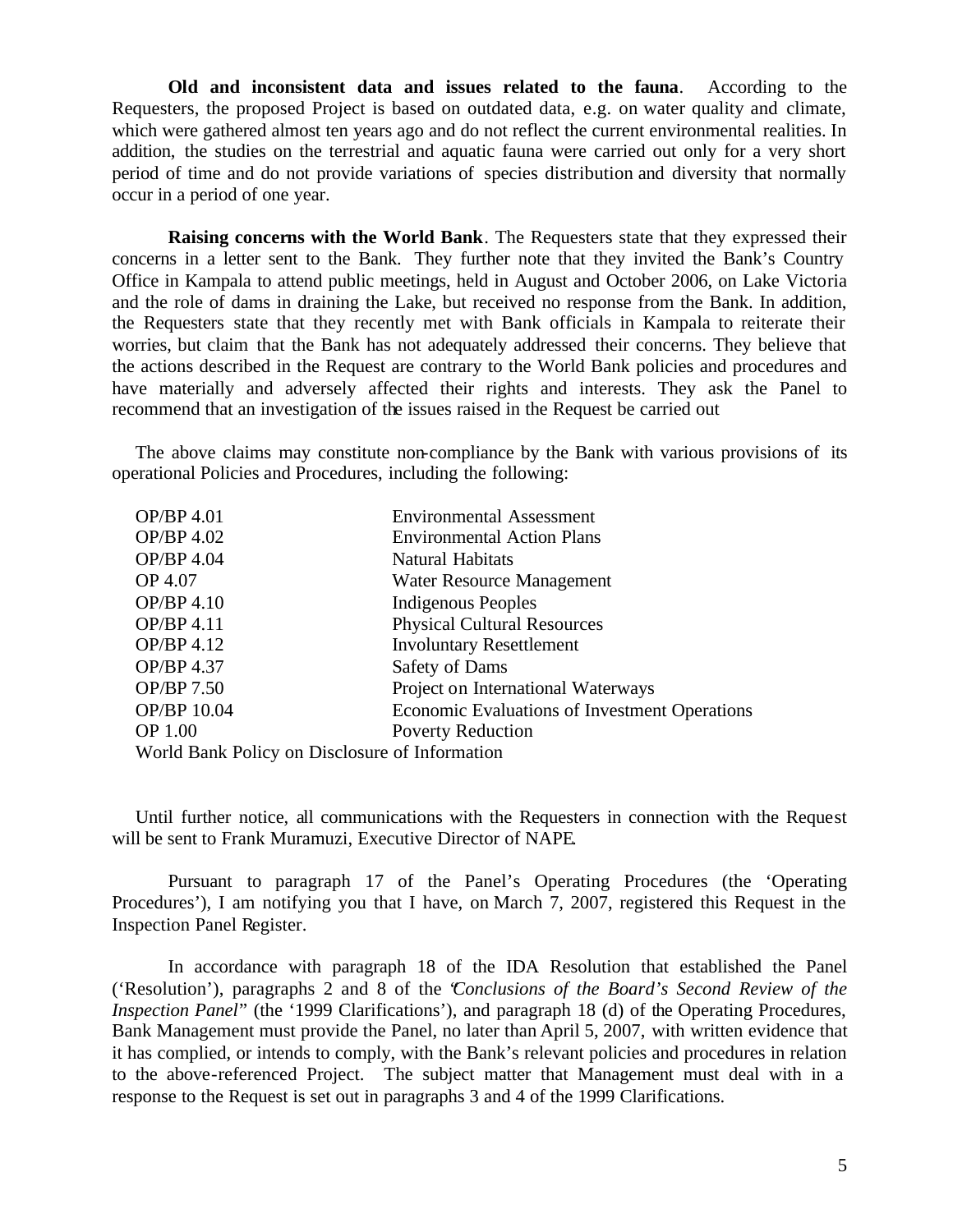**Old and inconsistent data and issues related to the fauna**. According to the Requesters, the proposed Project is based on outdated data, e.g. on water quality and climate, which were gathered almost ten years ago and do not reflect the current environmental realities. In addition, the studies on the terrestrial and aquatic fauna were carried out only for a very short period of time and do not provide variations of species distribution and diversity that normally occur in a period of one year.

**Raising concerns with the World Bank**. The Requesters state that they expressed their concerns in a letter sent to the Bank. They further note that they invited the Bank's Country Office in Kampala to attend public meetings, held in August and October 2006, on Lake Victoria and the role of dams in draining the Lake, but received no response from the Bank. In addition, the Requesters state that they recently met with Bank officials in Kampala to reiterate their worries, but claim that the Bank has not adequately addressed their concerns. They believe that the actions described in the Request are contrary to the World Bank policies and procedures and have materially and adversely affected their rights and interests. They ask the Panel to recommend that an investigation of the issues raised in the Request be carried out

The above claims may constitute non-compliance by the Bank with various provisions of its operational Policies and Procedures, including the following:

| | |
|---|---|
| OP/BP 4.01 | Environmental Assessment |
| OP/BP 4.02 | Environmental Action Plans |
| OP/BP 4.04 | Natural Habitats |
| OP 4.07 | Water Resource Management |
| OP/BP 4.10 | Indigenous Peoples |
| OP/BP 4.11 | Physical Cultural Resources |
| OP/BP 4.12 | Involuntary Resettlement |
| OP/BP 4.37 | Safety of Dams |
| OP/BP 7.50 | Project on International Waterways |
| OP/BP 10.04 | Economic Evaluations of Investment Operations |
| OP 1.00 | Poverty Reduction |

World Bank Policy on Disclosure of Information

Until further notice, all communications with the Requesters in connection with the Request will be sent to Frank Muramuzi, Executive Director of NAPE.

Pursuant to paragraph 17 of the Panel's Operating Procedures (the 'Operating Procedures'), I am notifying you that I have, on March 7, 2007, registered this Request in the Inspection Panel Register.

In accordance with paragraph 18 of the IDA Resolution that established the Panel ('Resolution'), paragraphs 2 and 8 of the "*Conclusions of the Board's Second Review of the Inspection Panel*" (the '1999 Clarifications'), and paragraph 18 (d) of the Operating Procedures, Bank Management must provide the Panel, no later than April 5, 2007, with written evidence that it has complied, or intends to comply, with the Bank's relevant policies and procedures in relation to the above-referenced Project. The subject matter that Management must deal with in a response to the Request is set out in paragraphs 3 and 4 of the 1999 Clarifications.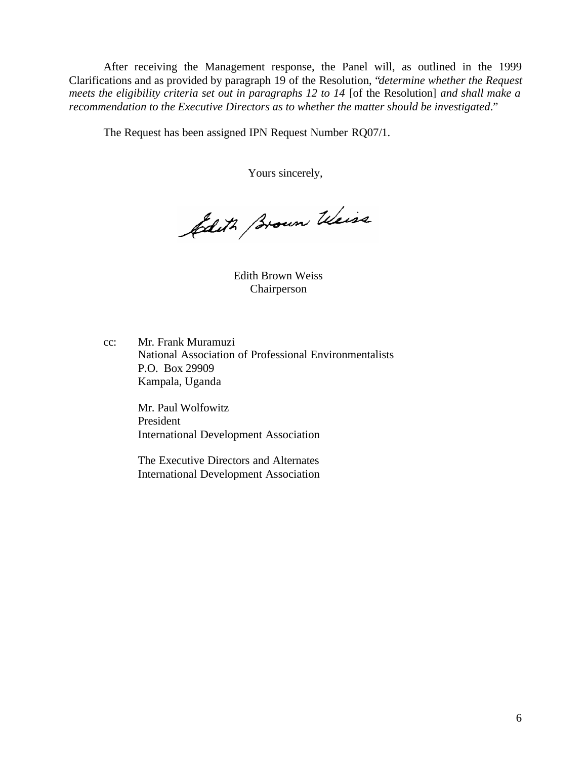After receiving the Management response, the Panel will, as outlined in the 1999 Clarifications and as provided by paragraph 19 of the Resolution, "*determine whether the Request meets the eligibility criteria set out in paragraphs 12 to 14* [of the Resolution] *and shall make a recommendation to the Executive Directors as to whether the matter should be investigated*."

The Request has been assigned IPN Request Number RQ07/1.

Yours sincerely,

Edith Brown Weiss
Chairperson

cc: Mr. Frank Muramuzi
National Association of Professional Environmentalists
P.O. Box 29909
Kampala, Uganda

Mr. Paul Wolfowitz
President
International Development Association

The Executive Directors and Alternates
International Development Association